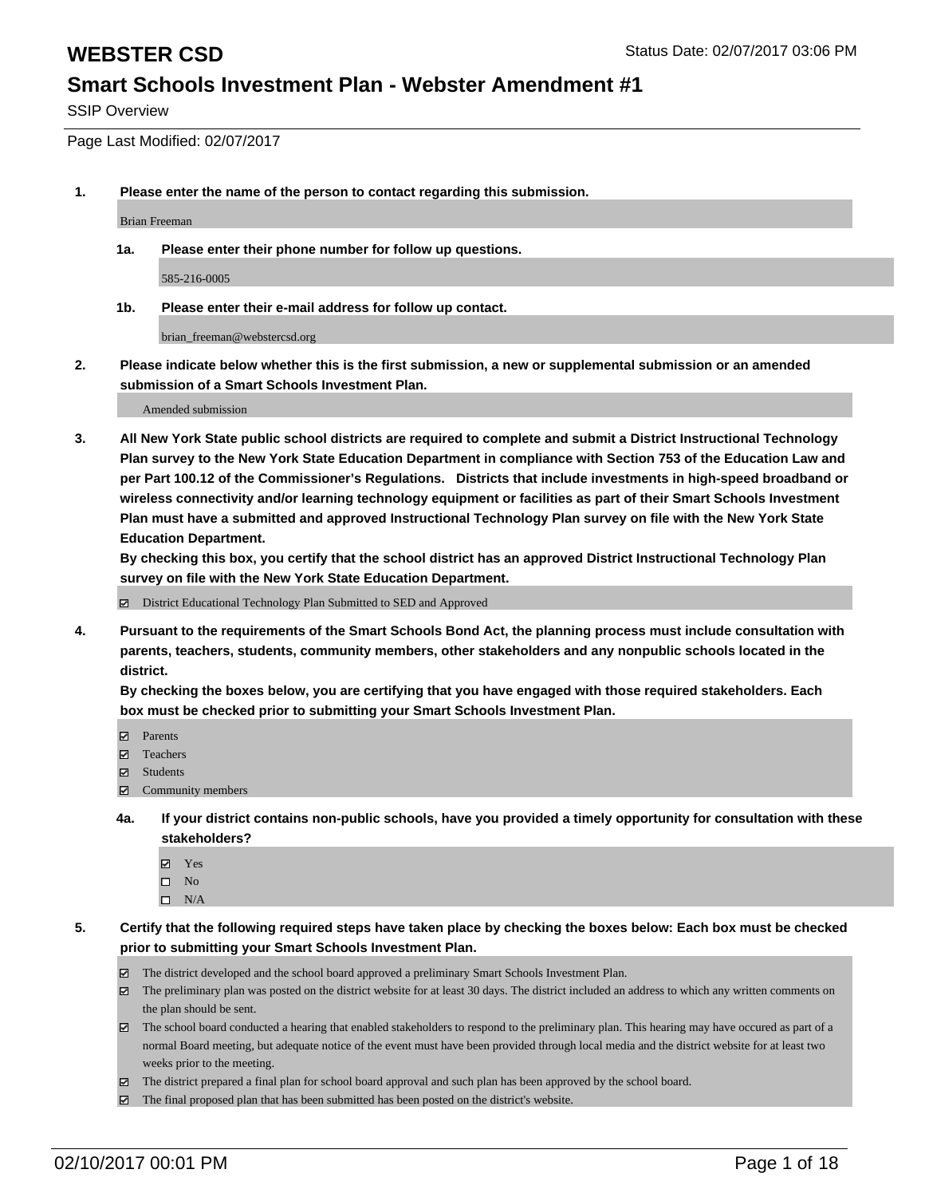# WEBSTER CSD

Status Date: 02/07/2017 03:06 PM

## Smart Schools Investment Plan - Webster Amendment #1

SSIP Overview

Page Last Modified: 02/07/2017

**1. Please enter the name of the person to contact regarding this submission.**

Brian Freeman

**1a. Please enter their phone number for follow up questions.**

585-216-0005

**1b. Please enter their e-mail address for follow up contact.**

brian_freeman@webstercsd.org

**2. Please indicate below whether this is the first submission, a new or supplemental submission or an amended submission of a Smart Schools Investment Plan.**

Amended submission

**3. All New York State public school districts are required to complete and submit a District Instructional Technology Plan survey to the New York State Education Department in compliance with Section 753 of the Education Law and per Part 100.12 of the Commissioner's Regulations. Districts that include investments in high-speed broadband or wireless connectivity and/or learning technology equipment or facilities as part of their Smart Schools Investment Plan must have a submitted and approved Instructional Technology Plan survey on file with the New York State Education Department.**
**By checking this box, you certify that the school district has an approved District Instructional Technology Plan survey on file with the New York State Education Department.**

- [x] District Educational Technology Plan Submitted to SED and Approved

**4. Pursuant to the requirements of the Smart Schools Bond Act, the planning process must include consultation with parents, teachers, students, community members, other stakeholders and any nonpublic schools located in the district.**
**By checking the boxes below, you are certifying that you have engaged with those required stakeholders. Each box must be checked prior to submitting your Smart Schools Investment Plan.**

- [x] Parents
- [x] Teachers
- [x] Students
- [x] Community members

**4a. If your district contains non-public schools, have you provided a timely opportunity for consultation with these stakeholders?**

- [x] Yes
- [ ] No
- [ ] N/A

**5. Certify that the following required steps have taken place by checking the boxes below: Each box must be checked prior to submitting your Smart Schools Investment Plan.**

- [x] The district developed and the school board approved a preliminary Smart Schools Investment Plan.
- [x] The preliminary plan was posted on the district website for at least 30 days. The district included an address to which any written comments on the plan should be sent.
- [x] The school board conducted a hearing that enabled stakeholders to respond to the preliminary plan. This hearing may have occured as part of a normal Board meeting, but adequate notice of the event must have been provided through local media and the district website for at least two weeks prior to the meeting.
- [x] The district prepared a final plan for school board approval and such plan has been approved by the school board.
- [x] The final proposed plan that has been submitted has been posted on the district's website.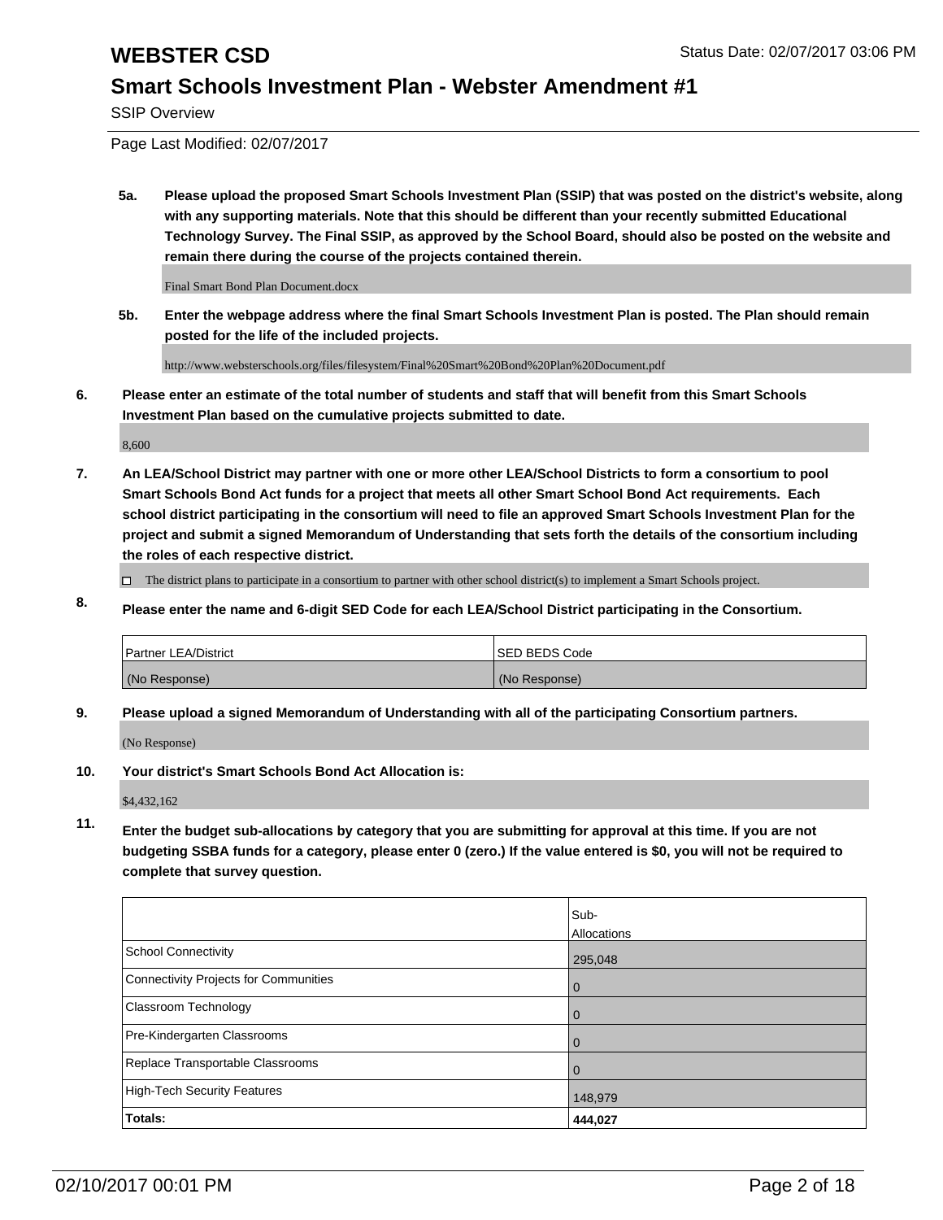# WEBSTER CSD

## Smart Schools Investment Plan - Webster Amendment #1

SSIP Overview

Page Last Modified: 02/07/2017

**5a. Please upload the proposed Smart Schools Investment Plan (SSIP) that was posted on the district's website, along with any supporting materials. Note that this should be different than your recently submitted Educational Technology Survey. The Final SSIP, as approved by the School Board, should also be posted on the website and remain there during the course of the projects contained therein.**

Final Smart Bond Plan Document.docx

**5b. Enter the webpage address where the final Smart Schools Investment Plan is posted. The Plan should remain posted for the life of the included projects.**

http://www.websterschools.org/files/filesystem/Final%20Smart%20Bond%20Plan%20Document.pdf

**6. Please enter an estimate of the total number of students and staff that will benefit from this Smart Schools Investment Plan based on the cumulative projects submitted to date.**

8,600

**7. An LEA/School District may partner with one or more other LEA/School Districts to form a consortium to pool Smart Schools Bond Act funds for a project that meets all other Smart School Bond Act requirements. Each school district participating in the consortium will need to file an approved Smart Schools Investment Plan for the project and submit a signed Memorandum of Understanding that sets forth the details of the consortium including the roles of each respective district.**

☐ The district plans to participate in a consortium to partner with other school district(s) to implement a Smart Schools project.

**8. Please enter the name and 6-digit SED Code for each LEA/School District participating in the Consortium.**

| Partner LEA/District | SED BEDS Code |
|---|---|
| (No Response) | (No Response) |

**9. Please upload a signed Memorandum of Understanding with all of the participating Consortium partners.**

(No Response)

**10. Your district's Smart Schools Bond Act Allocation is:**

$4,432,162

**11. Enter the budget sub-allocations by category that you are submitting for approval at this time. If you are not budgeting SSBA funds for a category, please enter 0 (zero.) If the value entered is $0, you will not be required to complete that survey question.**

| | Sub-Allocations |
|---|---|
| School Connectivity | 295,048 |
| Connectivity Projects for Communities | 0 |
| Classroom Technology | 0 |
| Pre-Kindergarten Classrooms | 0 |
| Replace Transportable Classrooms | 0 |
| High-Tech Security Features | 148,979 |
| **Totals:** | **444,027** |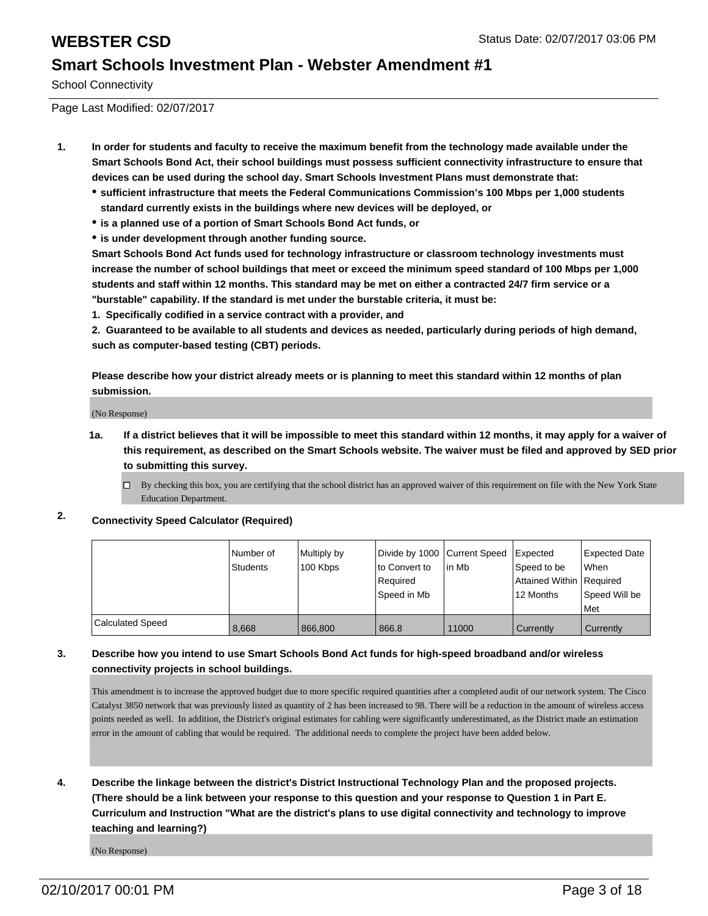# WEBSTER CSD

Status Date: 02/07/2017 03:06 PM

## Smart Schools Investment Plan - Webster Amendment #1

School Connectivity

Page Last Modified: 02/07/2017

**1. In order for students and faculty to receive the maximum benefit from the technology made available under the Smart Schools Bond Act, their school buildings must possess sufficient connectivity infrastructure to ensure that devices can be used during the school day. Smart Schools Investment Plans must demonstrate that:**

- **sufficient infrastructure that meets the Federal Communications Commission's 100 Mbps per 1,000 students standard currently exists in the buildings where new devices will be deployed, or**
- **is a planned use of a portion of Smart Schools Bond Act funds, or**
- **is under development through another funding source.**

**Smart Schools Bond Act funds used for technology infrastructure or classroom technology investments must increase the number of school buildings that meet or exceed the minimum speed standard of 100 Mbps per 1,000 students and staff within 12 months. This standard may be met on either a contracted 24/7 firm service or a "burstable" capability. If the standard is met under the burstable criteria, it must be:**

**1. Specifically codified in a service contract with a provider, and**

**2. Guaranteed to be available to all students and devices as needed, particularly during periods of high demand, such as computer-based testing (CBT) periods.**

**Please describe how your district already meets or is planning to meet this standard within 12 months of plan submission.**

(No Response)

**1a. If a district believes that it will be impossible to meet this standard within 12 months, it may apply for a waiver of this requirement, as described on the Smart Schools website. The waiver must be filed and approved by SED prior to submitting this survey.**

☐ By checking this box, you are certifying that the school district has an approved waiver of this requirement on file with the New York State Education Department.

**2. Connectivity Speed Calculator (Required)**

| | Number of Students | Multiply by 100 Kbps | Divide by 1000 to Convert to Required Speed in Mb | Current Speed in Mb | Expected Speed to be Attained Within 12 Months | Expected Date When Required Speed Will be Met |
|---|---|---|---|---|---|---|
| Calculated Speed | 8,668 | 866,800 | 866.8 | 11000 | Currently | Currently |

**3. Describe how you intend to use Smart Schools Bond Act funds for high-speed broadband and/or wireless connectivity projects in school buildings.**

This amendment is to increase the approved budget due to more specific required quantities after a completed audit of our network system. The Cisco Catalyst 3850 network that was previously listed as quantity of 2 has been increased to 98. There will be a reduction in the amount of wireless access points needed as well. In addition, the District's original estimates for cabling were significantly underestimated, as the District made an estimation error in the amount of cabling that would be required. The additional needs to complete the project have been added below.

**4. Describe the linkage between the district's District Instructional Technology Plan and the proposed projects. (There should be a link between your response to this question and your response to Question 1 in Part E. Curriculum and Instruction "What are the district's plans to use digital connectivity and technology to improve teaching and learning?)**

(No Response)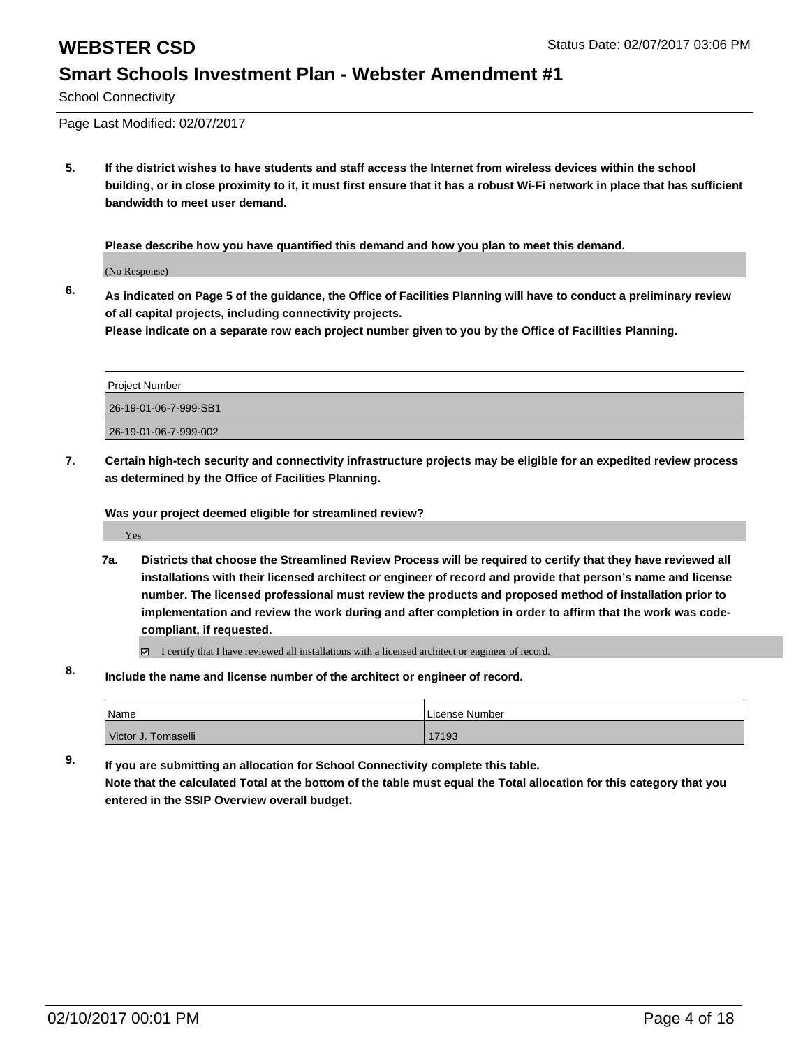**5. If the district wishes to have students and staff access the Internet from wireless devices within the school building, or in close proximity to it, it must first ensure that it has a robust Wi-Fi network in place that has sufficient bandwidth to meet user demand.**

**Please describe how you have quantified this demand and how you plan to meet this demand.**

(No Response)

**6. As indicated on Page 5 of the guidance, the Office of Facilities Planning will have to conduct a preliminary review of all capital projects, including connectivity projects.**
**Please indicate on a separate row each project number given to you by the Office of Facilities Planning.**

| Project Number |
|---|
| 26-19-01-06-7-999-SB1 |
| 26-19-01-06-7-999-002 |

**7. Certain high-tech security and connectivity infrastructure projects may be eligible for an expedited review process as determined by the Office of Facilities Planning.**

**Was your project deemed eligible for streamlined review?**

Yes

**7a. Districts that choose the Streamlined Review Process will be required to certify that they have reviewed all installations with their licensed architect or engineer of record and provide that person's name and license number. The licensed professional must review the products and proposed method of installation prior to implementation and review the work during and after completion in order to affirm that the work was code-compliant, if requested.**

☑ I certify that I have reviewed all installations with a licensed architect or engineer of record.

**8. Include the name and license number of the architect or engineer of record.**

| Name | License Number |
|---|---|
| Victor J. Tomaselli | 17193 |

**9. If you are submitting an allocation for School Connectivity complete this table.**
**Note that the calculated Total at the bottom of the table must equal the Total allocation for this category that you entered in the SSIP Overview overall budget.**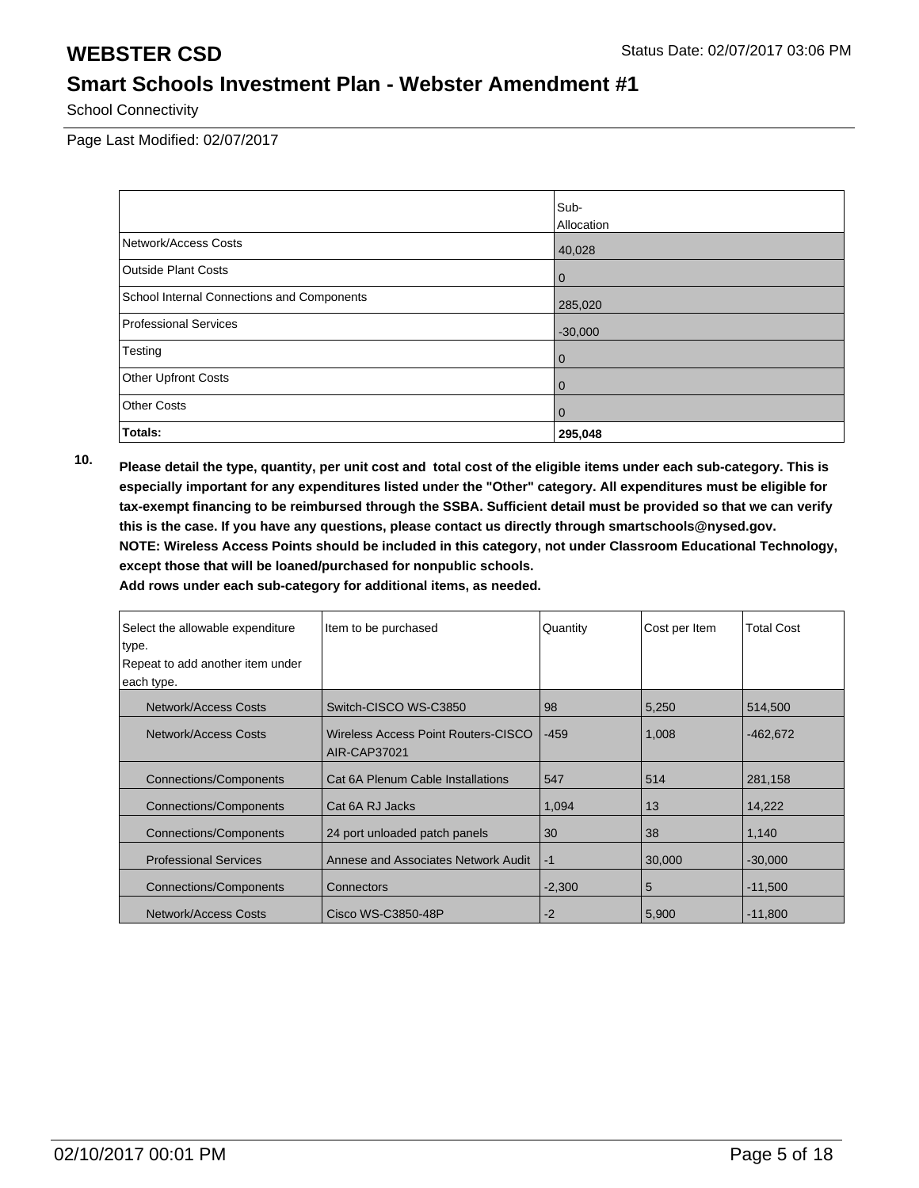# WEBSTER CSD

Status Date: 02/07/2017 03:06 PM

## Smart Schools Investment Plan - Webster Amendment #1

School Connectivity

Page Last Modified: 02/07/2017

| | Sub-Allocation |
|---|---|
| Network/Access Costs | 40,028 |
| Outside Plant Costs | 0 |
| School Internal Connections and Components | 285,020 |
| Professional Services | -30,000 |
| Testing | 0 |
| Other Upfront Costs | 0 |
| Other Costs | 0 |
| **Totals:** | **295,048** |

**10. Please detail the type, quantity, per unit cost and total cost of the eligible items under each sub-category. This is especially important for any expenditures listed under the "Other" category. All expenditures must be eligible for tax-exempt financing to be reimbursed through the SSBA. Sufficient detail must be provided so that we can verify this is the case. If you have any questions, please contact us directly through smartschools@nysed.gov.**
**NOTE: Wireless Access Points should be included in this category, not under Classroom Educational Technology, except those that will be loaned/purchased for nonpublic schools.**
**Add rows under each sub-category for additional items, as needed.**

| Select the allowable expenditure type. Repeat to add another item under each type. | Item to be purchased | Quantity | Cost per Item | Total Cost |
|---|---|---|---|---|
| Network/Access Costs | Switch-CISCO WS-C3850 | 98 | 5,250 | 514,500 |
| Network/Access Costs | Wireless Access Point Routers-CISCO AIR-CAP37021 | -459 | 1,008 | -462,672 |
| Connections/Components | Cat 6A Plenum Cable Installations | 547 | 514 | 281,158 |
| Connections/Components | Cat 6A RJ Jacks | 1,094 | 13 | 14,222 |
| Connections/Components | 24 port unloaded patch panels | 30 | 38 | 1,140 |
| Professional Services | Annese and Associates Network Audit | -1 | 30,000 | -30,000 |
| Connections/Components | Connectors | -2,300 | 5 | -11,500 |
| Network/Access Costs | Cisco WS-C3850-48P | -2 | 5,900 | -11,800 |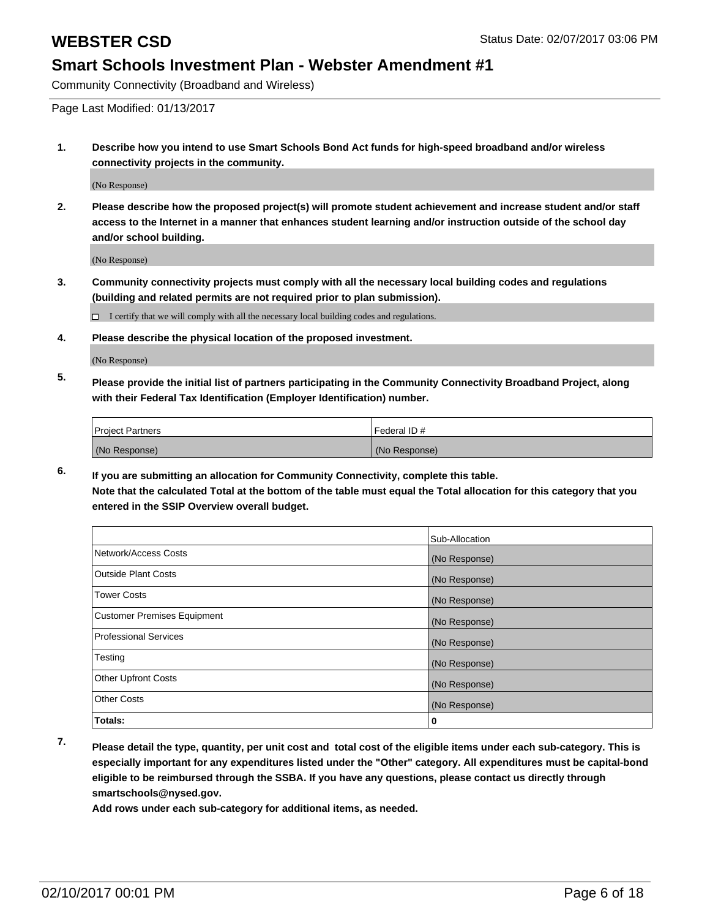# WEBSTER CSD

Status Date: 02/07/2017 03:06 PM

## Smart Schools Investment Plan - Webster Amendment #1

Community Connectivity (Broadband and Wireless)

Page Last Modified: 01/13/2017

**1. Describe how you intend to use Smart Schools Bond Act funds for high-speed broadband and/or wireless connectivity projects in the community.**

(No Response)

**2. Please describe how the proposed project(s) will promote student achievement and increase student and/or staff access to the Internet in a manner that enhances student learning and/or instruction outside of the school day and/or school building.**

(No Response)

**3. Community connectivity projects must comply with all the necessary local building codes and regulations (building and related permits are not required prior to plan submission).**

☐ I certify that we will comply with all the necessary local building codes and regulations.

**4. Please describe the physical location of the proposed investment.**

(No Response)

**5. Please provide the initial list of partners participating in the Community Connectivity Broadband Project, along with their Federal Tax Identification (Employer Identification) number.**

| Project Partners | Federal ID # |
|---|---|
| (No Response) | (No Response) |

**6. If you are submitting an allocation for Community Connectivity, complete this table.**
**Note that the calculated Total at the bottom of the table must equal the Total allocation for this category that you entered in the SSIP Overview overall budget.**

| | Sub-Allocation |
|---|---|
| Network/Access Costs | (No Response) |
| Outside Plant Costs | (No Response) |
| Tower Costs | (No Response) |
| Customer Premises Equipment | (No Response) |
| Professional Services | (No Response) |
| Testing | (No Response) |
| Other Upfront Costs | (No Response) |
| Other Costs | (No Response) |
| **Totals:** | **0** |

**7. Please detail the type, quantity, per unit cost and total cost of the eligible items under each sub-category. This is especially important for any expenditures listed under the "Other" category. All expenditures must be capital-bond eligible to be reimbursed through the SSBA. If you have any questions, please contact us directly through smartschools@nysed.gov.**
**Add rows under each sub-category for additional items, as needed.**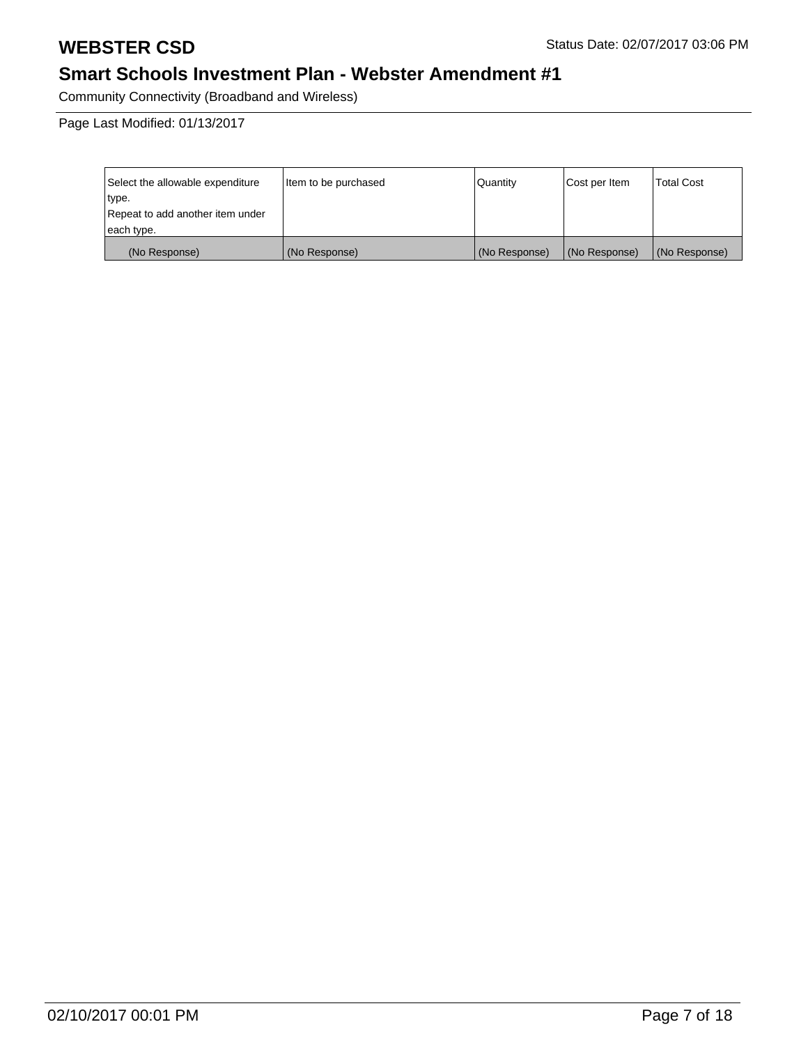# WEBSTER CSD

Status Date: 02/07/2017 03:06 PM

## Smart Schools Investment Plan - Webster Amendment #1

Community Connectivity (Broadband and Wireless)

Page Last Modified: 01/13/2017

| Select the allowable expenditure type. Repeat to add another item under each type. | Item to be purchased | Quantity | Cost per Item | Total Cost |
|---|---|---|---|---|
| (No Response) | (No Response) | (No Response) | (No Response) | (No Response) |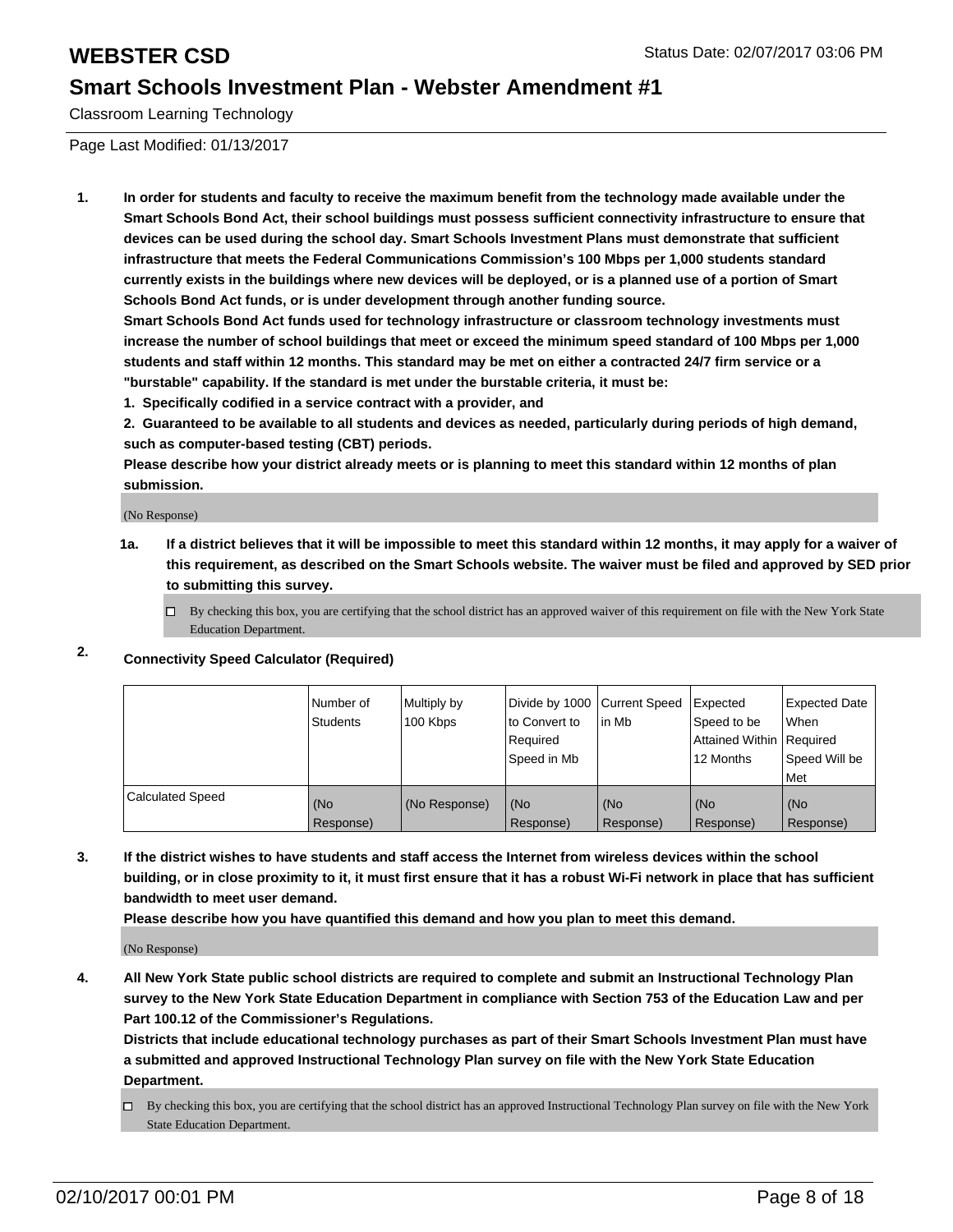# WEBSTER CSD

## Smart Schools Investment Plan - Webster Amendment #1

Classroom Learning Technology

Page Last Modified: 01/13/2017

**1. In order for students and faculty to receive the maximum benefit from the technology made available under the Smart Schools Bond Act, their school buildings must possess sufficient connectivity infrastructure to ensure that devices can be used during the school day. Smart Schools Investment Plans must demonstrate that sufficient infrastructure that meets the Federal Communications Commission's 100 Mbps per 1,000 students standard currently exists in the buildings where new devices will be deployed, or is a planned use of a portion of Smart Schools Bond Act funds, or is under development through another funding source.**

**Smart Schools Bond Act funds used for technology infrastructure or classroom technology investments must increase the number of school buildings that meet or exceed the minimum speed standard of 100 Mbps per 1,000 students and staff within 12 months. This standard may be met on either a contracted 24/7 firm service or a "burstable" capability. If the standard is met under the burstable criteria, it must be:**

**1. Specifically codified in a service contract with a provider, and**

**2. Guaranteed to be available to all students and devices as needed, particularly during periods of high demand, such as computer-based testing (CBT) periods.**

**Please describe how your district already meets or is planning to meet this standard within 12 months of plan submission.**

(No Response)

**1a. If a district believes that it will be impossible to meet this standard within 12 months, it may apply for a waiver of this requirement, as described on the Smart Schools website. The waiver must be filed and approved by SED prior to submitting this survey.**

☐ By checking this box, you are certifying that the school district has an approved waiver of this requirement on file with the New York State Education Department.

**2. Connectivity Speed Calculator (Required)**

| | Number of Students | Multiply by 100 Kbps | Divide by 1000 to Convert to Required Speed in Mb | Current Speed in Mb | Expected Speed to be Attained Within 12 Months | Expected Date When Required Speed Will be Met |
|---|---|---|---|---|---|---|
| Calculated Speed | (No Response) | (No Response) | (No Response) | (No Response) | (No Response) | (No Response) |

**3. If the district wishes to have students and staff access the Internet from wireless devices within the school building, or in close proximity to it, it must first ensure that it has a robust Wi-Fi network in place that has sufficient bandwidth to meet user demand.**

**Please describe how you have quantified this demand and how you plan to meet this demand.**

(No Response)

**4. All New York State public school districts are required to complete and submit an Instructional Technology Plan survey to the New York State Education Department in compliance with Section 753 of the Education Law and per Part 100.12 of the Commissioner's Regulations.**

**Districts that include educational technology purchases as part of their Smart Schools Investment Plan must have a submitted and approved Instructional Technology Plan survey on file with the New York State Education Department.**

☐ By checking this box, you are certifying that the school district has an approved Instructional Technology Plan survey on file with the New York State Education Department.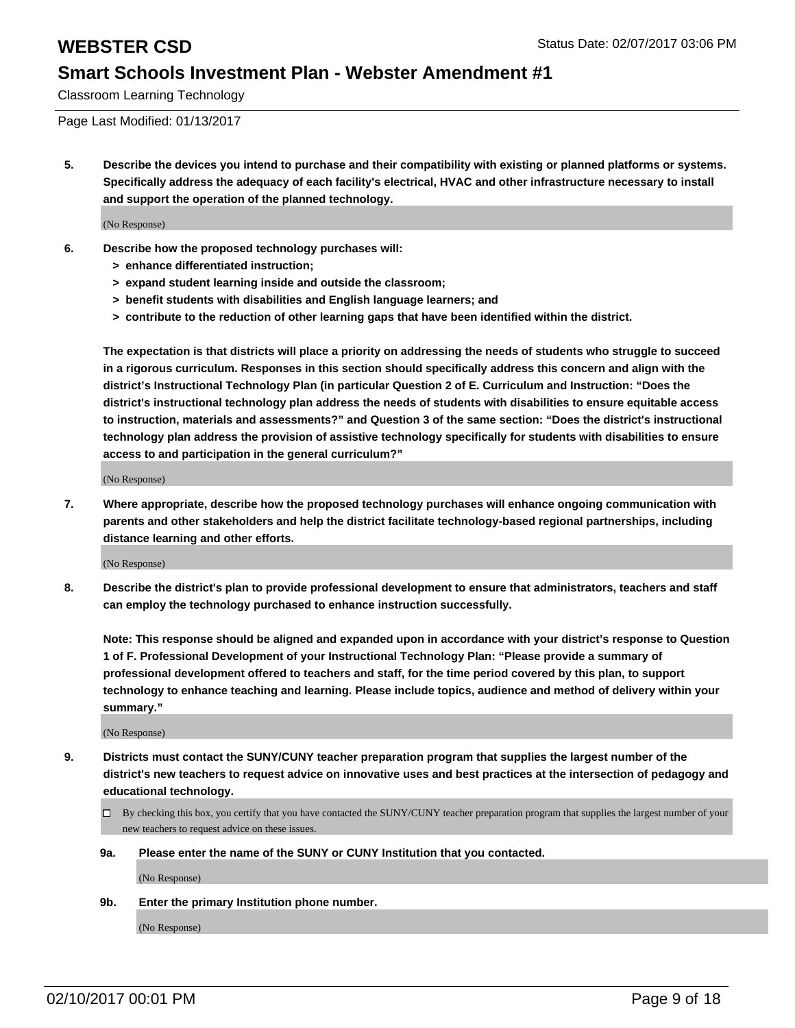Classroom Learning Technology

Page Last Modified: 01/13/2017

**5. Describe the devices you intend to purchase and their compatibility with existing or planned platforms or systems. Specifically address the adequacy of each facility's electrical, HVAC and other infrastructure necessary to install and support the operation of the planned technology.**

(No Response)

**6. Describe how the proposed technology purchases will:**

- **> enhance differentiated instruction;**
- **> expand student learning inside and outside the classroom;**
- **> benefit students with disabilities and English language learners; and**
- **> contribute to the reduction of other learning gaps that have been identified within the district.**

**The expectation is that districts will place a priority on addressing the needs of students who struggle to succeed in a rigorous curriculum. Responses in this section should specifically address this concern and align with the district's Instructional Technology Plan (in particular Question 2 of E. Curriculum and Instruction: "Does the district's instructional technology plan address the needs of students with disabilities to ensure equitable access to instruction, materials and assessments?" and Question 3 of the same section: "Does the district's instructional technology plan address the provision of assistive technology specifically for students with disabilities to ensure access to and participation in the general curriculum?"**

(No Response)

**7. Where appropriate, describe how the proposed technology purchases will enhance ongoing communication with parents and other stakeholders and help the district facilitate technology-based regional partnerships, including distance learning and other efforts.**

(No Response)

**8. Describe the district's plan to provide professional development to ensure that administrators, teachers and staff can employ the technology purchased to enhance instruction successfully.**

**Note: This response should be aligned and expanded upon in accordance with your district's response to Question 1 of F. Professional Development of your Instructional Technology Plan: "Please provide a summary of professional development offered to teachers and staff, for the time period covered by this plan, to support technology to enhance teaching and learning. Please include topics, audience and method of delivery within your summary."**

(No Response)

**9. Districts must contact the SUNY/CUNY teacher preparation program that supplies the largest number of the district's new teachers to request advice on innovative uses and best practices at the intersection of pedagogy and educational technology.**

☐ By checking this box, you certify that you have contacted the SUNY/CUNY teacher preparation program that supplies the largest number of your new teachers to request advice on these issues.

**9a. Please enter the name of the SUNY or CUNY Institution that you contacted.**

(No Response)

**9b. Enter the primary Institution phone number.**

(No Response)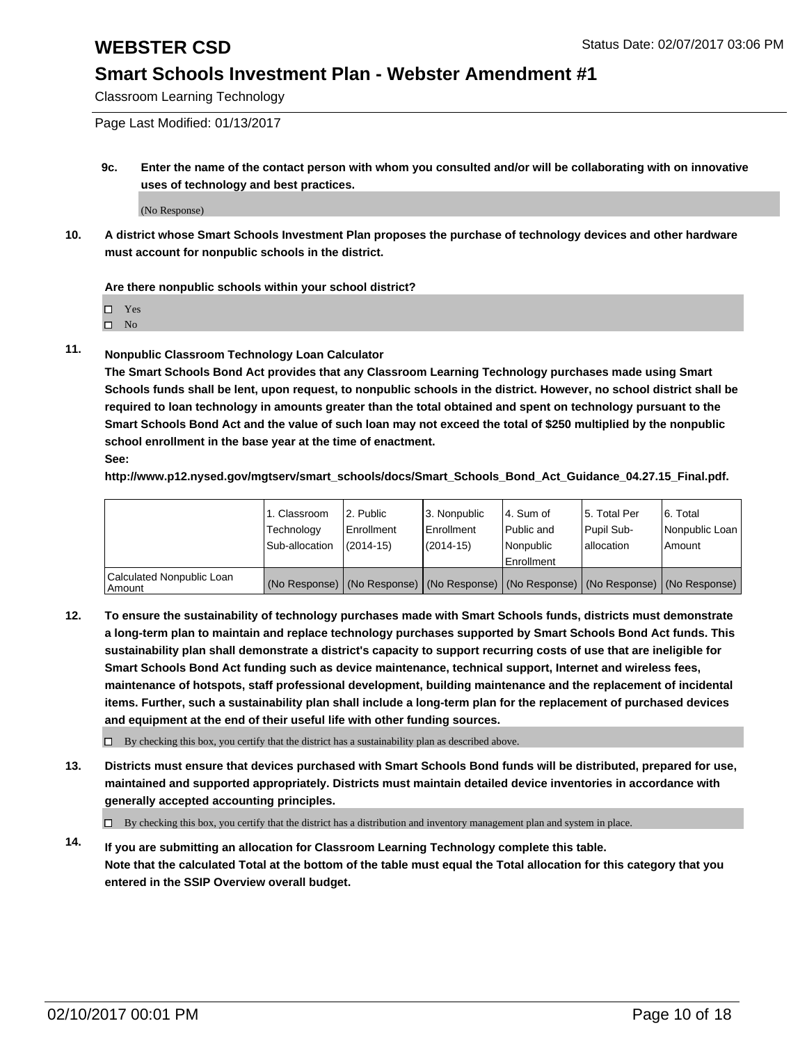Classroom Learning Technology

Page Last Modified: 01/13/2017

**9c. Enter the name of the contact person with whom you consulted and/or will be collaborating with on innovative uses of technology and best practices.**

(No Response)

**10. A district whose Smart Schools Investment Plan proposes the purchase of technology devices and other hardware must account for nonpublic schools in the district.**

**Are there nonpublic schools within your school district?**

- ☐ Yes
- ☐ No

**11. Nonpublic Classroom Technology Loan Calculator**

**The Smart Schools Bond Act provides that any Classroom Learning Technology purchases made using Smart Schools funds shall be lent, upon request, to nonpublic schools in the district. However, no school district shall be required to loan technology in amounts greater than the total obtained and spent on technology pursuant to the Smart Schools Bond Act and the value of such loan may not exceed the total of $250 multiplied by the nonpublic school enrollment in the base year at the time of enactment.**

**See:**

**http://www.p12.nysed.gov/mgtserv/smart_schools/docs/Smart_Schools_Bond_Act_Guidance_04.27.15_Final.pdf.**

| | 1. Classroom Technology Sub-allocation | 2. Public Enrollment (2014-15) | 3. Nonpublic Enrollment (2014-15) | 4. Sum of Public and Nonpublic Enrollment | 5. Total Per Pupil Sub-allocation | 6. Total Nonpublic Loan Amount |
|---|---|---|---|---|---|---|
| Calculated Nonpublic Loan Amount | (No Response) | (No Response) | (No Response) | (No Response) | (No Response) | (No Response) |

**12. To ensure the sustainability of technology purchases made with Smart Schools funds, districts must demonstrate a long-term plan to maintain and replace technology purchases supported by Smart Schools Bond Act funds. This sustainability plan shall demonstrate a district's capacity to support recurring costs of use that are ineligible for Smart Schools Bond Act funding such as device maintenance, technical support, Internet and wireless fees, maintenance of hotspots, staff professional development, building maintenance and the replacement of incidental items. Further, such a sustainability plan shall include a long-term plan for the replacement of purchased devices and equipment at the end of their useful life with other funding sources.**

☐ By checking this box, you certify that the district has a sustainability plan as described above.

**13. Districts must ensure that devices purchased with Smart Schools Bond funds will be distributed, prepared for use, maintained and supported appropriately. Districts must maintain detailed device inventories in accordance with generally accepted accounting principles.**

☐ By checking this box, you certify that the district has a distribution and inventory management plan and system in place.

**14. If you are submitting an allocation for Classroom Learning Technology complete this table. Note that the calculated Total at the bottom of the table must equal the Total allocation for this category that you entered in the SSIP Overview overall budget.**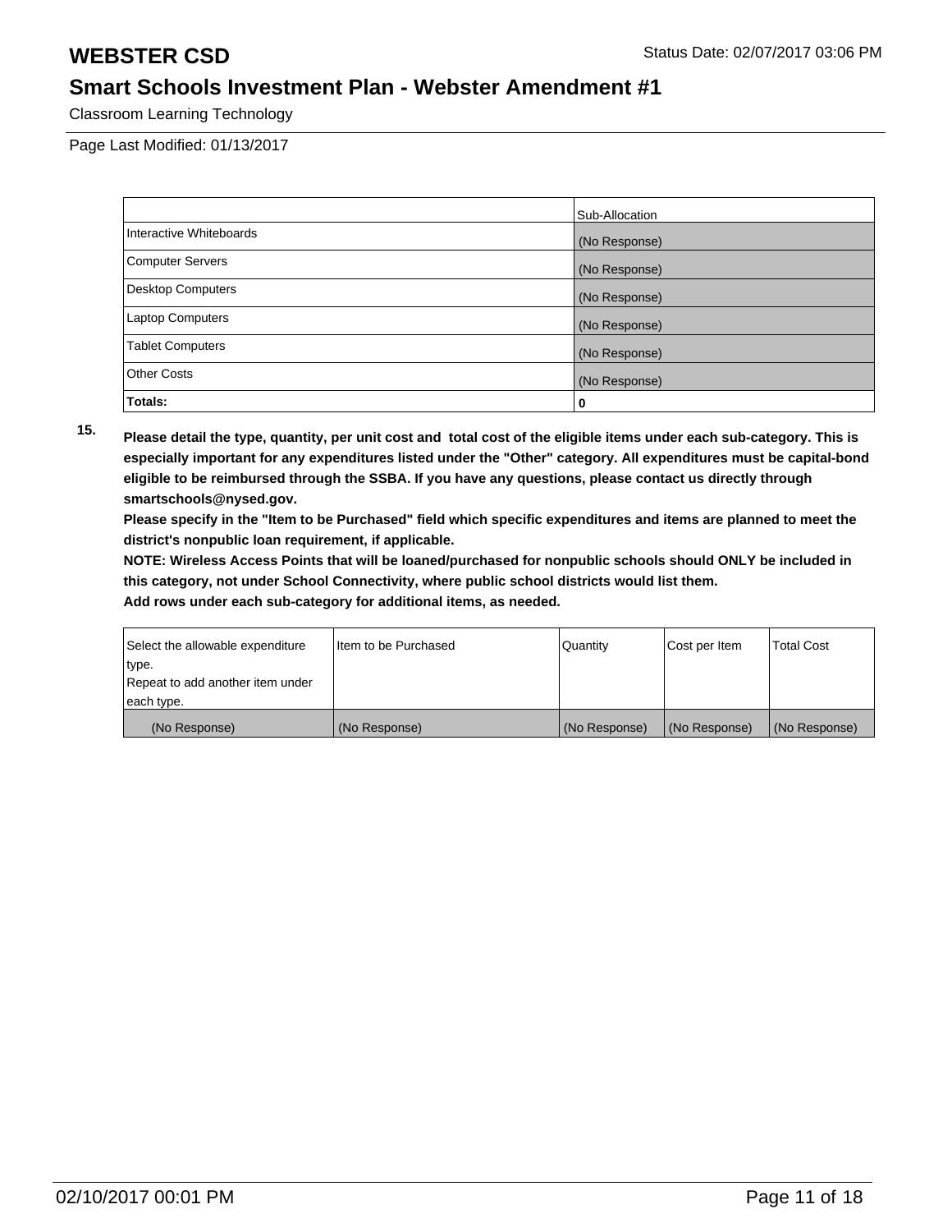# WEBSTER CSD

Status Date: 02/07/2017 03:06 PM

## Smart Schools Investment Plan - Webster Amendment #1

Classroom Learning Technology

Page Last Modified: 01/13/2017

| | Sub-Allocation |
|---|---|
| Interactive Whiteboards | (No Response) |
| Computer Servers | (No Response) |
| Desktop Computers | (No Response) |
| Laptop Computers | (No Response) |
| Tablet Computers | (No Response) |
| Other Costs | (No Response) |
| **Totals:** | **0** |

**15.** **Please detail the type, quantity, per unit cost and total cost of the eligible items under each sub-category. This is especially important for any expenditures listed under the "Other" category. All expenditures must be capital-bond eligible to be reimbursed through the SSBA. If you have any questions, please contact us directly through smartschools@nysed.gov.**

**Please specify in the "Item to be Purchased" field which specific expenditures and items are planned to meet the district's nonpublic loan requirement, if applicable.**

**NOTE: Wireless Access Points that will be loaned/purchased for nonpublic schools should ONLY be included in this category, not under School Connectivity, where public school districts would list them.**

**Add rows under each sub-category for additional items, as needed.**

| Select the allowable expenditure type. Repeat to add another item under each type. | Item to be Purchased | Quantity | Cost per Item | Total Cost |
|---|---|---|---|---|
| (No Response) | (No Response) | (No Response) | (No Response) | (No Response) |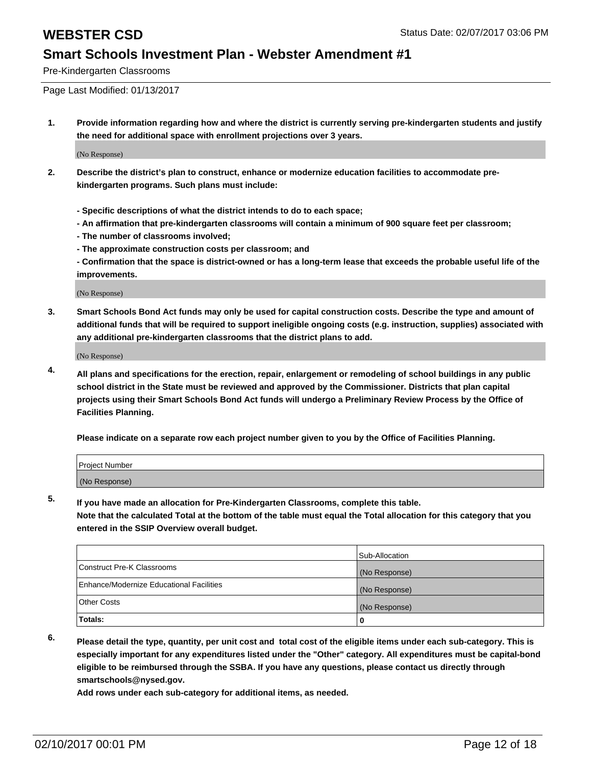# WEBSTER CSD

Status Date: 02/07/2017 03:06 PM

## Smart Schools Investment Plan - Webster Amendment #1

Pre-Kindergarten Classrooms

Page Last Modified: 01/13/2017

1. **Provide information regarding how and where the district is currently serving pre-kindergarten students and justify the need for additional space with enrollment projections over 3 years.**

   (No Response)

2. **Describe the district's plan to construct, enhance or modernize education facilities to accommodate pre-kindergarten programs. Such plans must include:**

   **- Specific descriptions of what the district intends to do to each space;**
   **- An affirmation that pre-kindergarten classrooms will contain a minimum of 900 square feet per classroom;**
   **- The number of classrooms involved;**
   **- The approximate construction costs per classroom; and**
   **- Confirmation that the space is district-owned or has a long-term lease that exceeds the probable useful life of the improvements.**

   (No Response)

3. **Smart Schools Bond Act funds may only be used for capital construction costs. Describe the type and amount of additional funds that will be required to support ineligible ongoing costs (e.g. instruction, supplies) associated with any additional pre-kindergarten classrooms that the district plans to add.**

   (No Response)

4. **All plans and specifications for the erection, repair, enlargement or remodeling of school buildings in any public school district in the State must be reviewed and approved by the Commissioner. Districts that plan capital projects using their Smart Schools Bond Act funds will undergo a Preliminary Review Process by the Office of Facilities Planning.**

   **Please indicate on a separate row each project number given to you by the Office of Facilities Planning.**

| Project Number |
| --- |
| (No Response) |

5. **If you have made an allocation for Pre-Kindergarten Classrooms, complete this table.**
   **Note that the calculated Total at the bottom of the table must equal the Total allocation for this category that you entered in the SSIP Overview overall budget.**

| | Sub-Allocation |
| --- | --- |
| Construct Pre-K Classrooms | (No Response) |
| Enhance/Modernize Educational Facilities | (No Response) |
| Other Costs | (No Response) |
| **Totals:** | **0** |

6. **Please detail the type, quantity, per unit cost and total cost of the eligible items under each sub-category. This is especially important for any expenditures listed under the "Other" category. All expenditures must be capital-bond eligible to be reimbursed through the SSBA. If you have any questions, please contact us directly through smartschools@nysed.gov.**
   **Add rows under each sub-category for additional items, as needed.**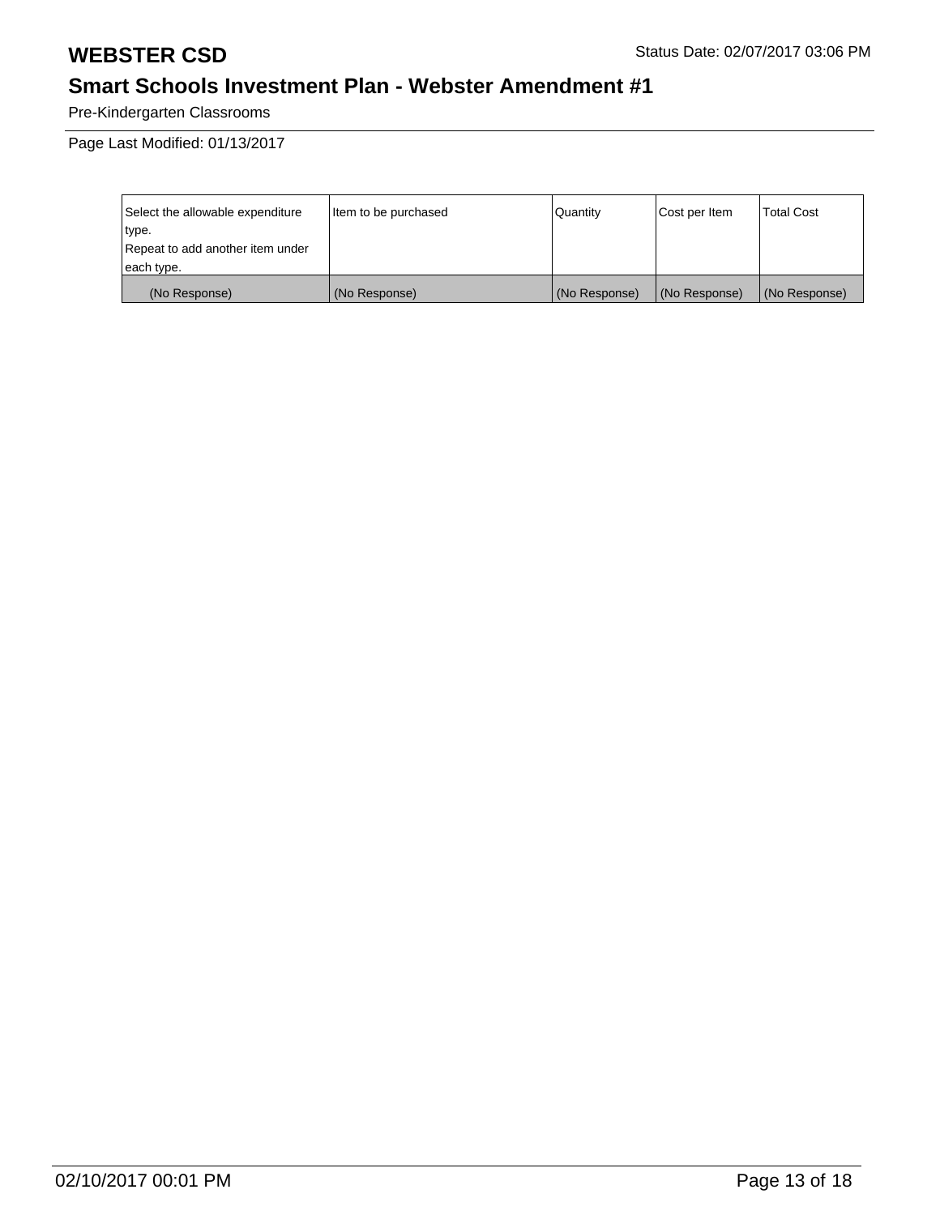# WEBSTER CSD

Status Date: 02/07/2017 03:06 PM

## Smart Schools Investment Plan - Webster Amendment #1

Pre-Kindergarten Classrooms

Page Last Modified: 01/13/2017

| Select the allowable expenditure type. Repeat to add another item under each type. | Item to be purchased | Quantity | Cost per Item | Total Cost |
|---|---|---|---|---|
| (No Response) | (No Response) | (No Response) | (No Response) | (No Response) |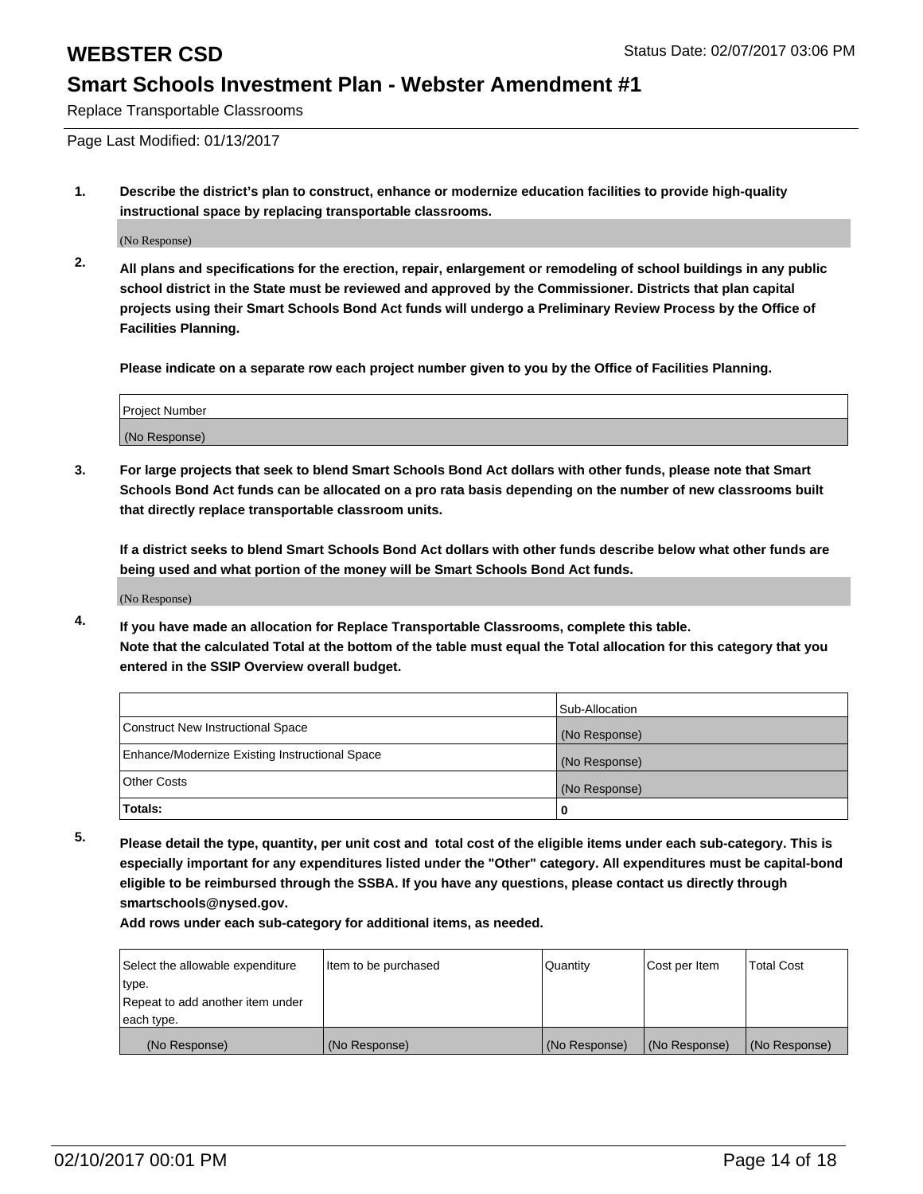# WEBSTER CSD

Status Date: 02/07/2017 03:06 PM

## Smart Schools Investment Plan - Webster Amendment #1

Replace Transportable Classrooms

Page Last Modified: 01/13/2017

**1. Describe the district's plan to construct, enhance or modernize education facilities to provide high-quality instructional space by replacing transportable classrooms.**

(No Response)

**2. All plans and specifications for the erection, repair, enlargement or remodeling of school buildings in any public school district in the State must be reviewed and approved by the Commissioner. Districts that plan capital projects using their Smart Schools Bond Act funds will undergo a Preliminary Review Process by the Office of Facilities Planning.**

**Please indicate on a separate row each project number given to you by the Office of Facilities Planning.**

| Project Number |
|---|
| (No Response) |

**3. For large projects that seek to blend Smart Schools Bond Act dollars with other funds, please note that Smart Schools Bond Act funds can be allocated on a pro rata basis depending on the number of new classrooms built that directly replace transportable classroom units.**

**If a district seeks to blend Smart Schools Bond Act dollars with other funds describe below what other funds are being used and what portion of the money will be Smart Schools Bond Act funds.**

(No Response)

**4. If you have made an allocation for Replace Transportable Classrooms, complete this table. Note that the calculated Total at the bottom of the table must equal the Total allocation for this category that you entered in the SSIP Overview overall budget.**

| | Sub-Allocation |
|---|---|
| Construct New Instructional Space | (No Response) |
| Enhance/Modernize Existing Instructional Space | (No Response) |
| Other Costs | (No Response) |
| **Totals:** | **0** |

**5. Please detail the type, quantity, per unit cost and total cost of the eligible items under each sub-category. This is especially important for any expenditures listed under the "Other" category. All expenditures must be capital-bond eligible to be reimbursed through the SSBA. If you have any questions, please contact us directly through smartschools@nysed.gov.**

**Add rows under each sub-category for additional items, as needed.**

| Select the allowable expenditure type. Repeat to add another item under each type. | Item to be purchased | Quantity | Cost per Item | Total Cost |
|---|---|---|---|---|
| (No Response) | (No Response) | (No Response) | (No Response) | (No Response) |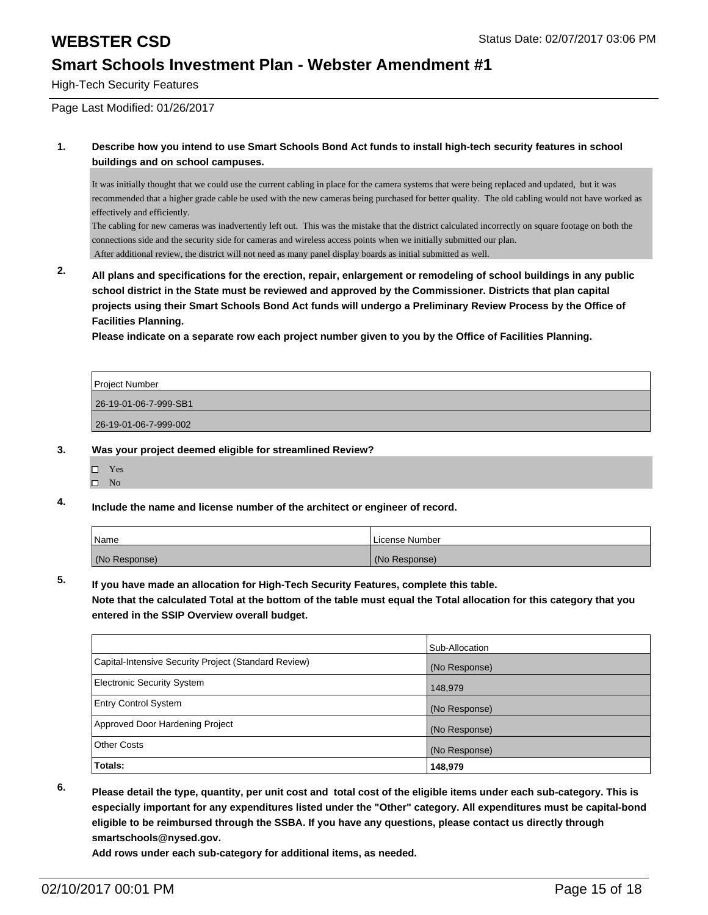# WEBSTER CSD

Status Date: 02/07/2017 03:06 PM

## Smart Schools Investment Plan - Webster Amendment #1

High-Tech Security Features

Page Last Modified: 01/26/2017

**1. Describe how you intend to use Smart Schools Bond Act funds to install high-tech security features in school buildings and on school campuses.**

It was initially thought that we could use the current cabling in place for the camera systems that were being replaced and updated, but it was recommended that a higher grade cable be used with the new cameras being purchased for better quality. The old cabling would not have worked as effectively and efficiently.
The cabling for new cameras was inadvertently left out. This was the mistake that the district calculated incorrectly on square footage on both the connections side and the security side for cameras and wireless access points when we initially submitted our plan.
After additional review, the district will not need as many panel display boards as initial submitted as well.

**2. All plans and specifications for the erection, repair, enlargement or remodeling of school buildings in any public school district in the State must be reviewed and approved by the Commissioner. Districts that plan capital projects using their Smart Schools Bond Act funds will undergo a Preliminary Review Process by the Office of Facilities Planning.**

**Please indicate on a separate row each project number given to you by the Office of Facilities Planning.**

| Project Number |
|---|
| 26-19-01-06-7-999-SB1 |
| 26-19-01-06-7-999-002 |

**3. Was your project deemed eligible for streamlined Review?**

- ☐ Yes
- ☐ No

**4. Include the name and license number of the architect or engineer of record.**

| Name | License Number |
|---|---|
| (No Response) | (No Response) |

**5. If you have made an allocation for High-Tech Security Features, complete this table.**
**Note that the calculated Total at the bottom of the table must equal the Total allocation for this category that you entered in the SSIP Overview overall budget.**

| | Sub-Allocation |
|---|---|
| Capital-Intensive Security Project (Standard Review) | (No Response) |
| Electronic Security System | 148,979 |
| Entry Control System | (No Response) |
| Approved Door Hardening Project | (No Response) |
| Other Costs | (No Response) |
| **Totals:** | **148,979** |

**6. Please detail the type, quantity, per unit cost and total cost of the eligible items under each sub-category. This is especially important for any expenditures listed under the "Other" category. All expenditures must be capital-bond eligible to be reimbursed through the SSBA. If you have any questions, please contact us directly through smartschools@nysed.gov.**
**Add rows under each sub-category for additional items, as needed.**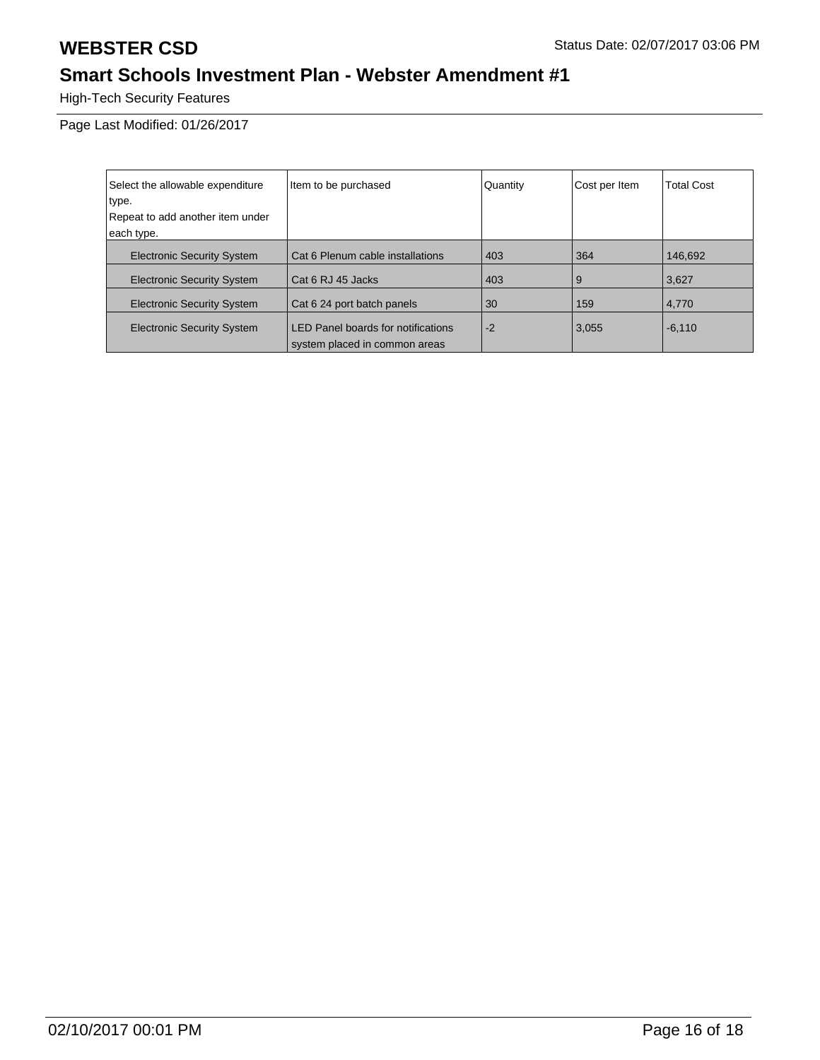# WEBSTER CSD

Status Date: 02/07/2017 03:06 PM

## Smart Schools Investment Plan - Webster Amendment #1

High-Tech Security Features

Page Last Modified: 01/26/2017

| Select the allowable expenditure type. Repeat to add another item under each type. | Item to be purchased | Quantity | Cost per Item | Total Cost |
|---|---|---|---|---|
| Electronic Security System | Cat 6 Plenum cable installations | 403 | 364 | 146,692 |
| Electronic Security System | Cat 6 RJ 45 Jacks | 403 | 9 | 3,627 |
| Electronic Security System | Cat 6 24 port batch panels | 30 | 159 | 4,770 |
| Electronic Security System | LED Panel boards for notifications system placed in common areas | -2 | 3,055 | -6,110 |